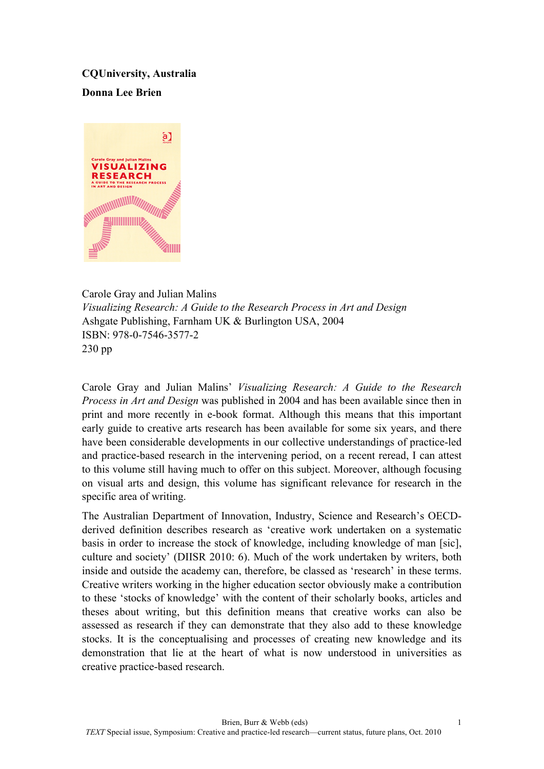**CQUniversity, Australia**

**Donna Lee Brien**

Carole Gray and Julian Malins
*Visualizing Research: A Guide to the Research Process in Art and Design*
Ashgate Publishing, Farnham UK & Burlington USA, 2004
ISBN: 978-0-7546-3577-2
230 pp

Carole Gray and Julian Malins' *Visualizing Research: A Guide to the Research Process in Art and Design* was published in 2004 and has been available since then in print and more recently in e-book format. Although this means that this important early guide to creative arts research has been available for some six years, and there have been considerable developments in our collective understandings of practice-led and practice-based research in the intervening period, on a recent reread, I can attest to this volume still having much to offer on this subject. Moreover, although focusing on visual arts and design, this volume has significant relevance for research in the specific area of writing.

The Australian Department of Innovation, Industry, Science and Research's OECD-derived definition describes research as 'creative work undertaken on a systematic basis in order to increase the stock of knowledge, including knowledge of man [sic], culture and society' (DIISR 2010: 6). Much of the work undertaken by writers, both inside and outside the academy can, therefore, be classed as 'research' in these terms. Creative writers working in the higher education sector obviously make a contribution to these 'stocks of knowledge' with the content of their scholarly books, articles and theses about writing, but this definition means that creative works can also be assessed as research if they can demonstrate that they also add to these knowledge stocks. It is the conceptualising and processes of creating new knowledge and its demonstration that lie at the heart of what is now understood in universities as creative practice-based research.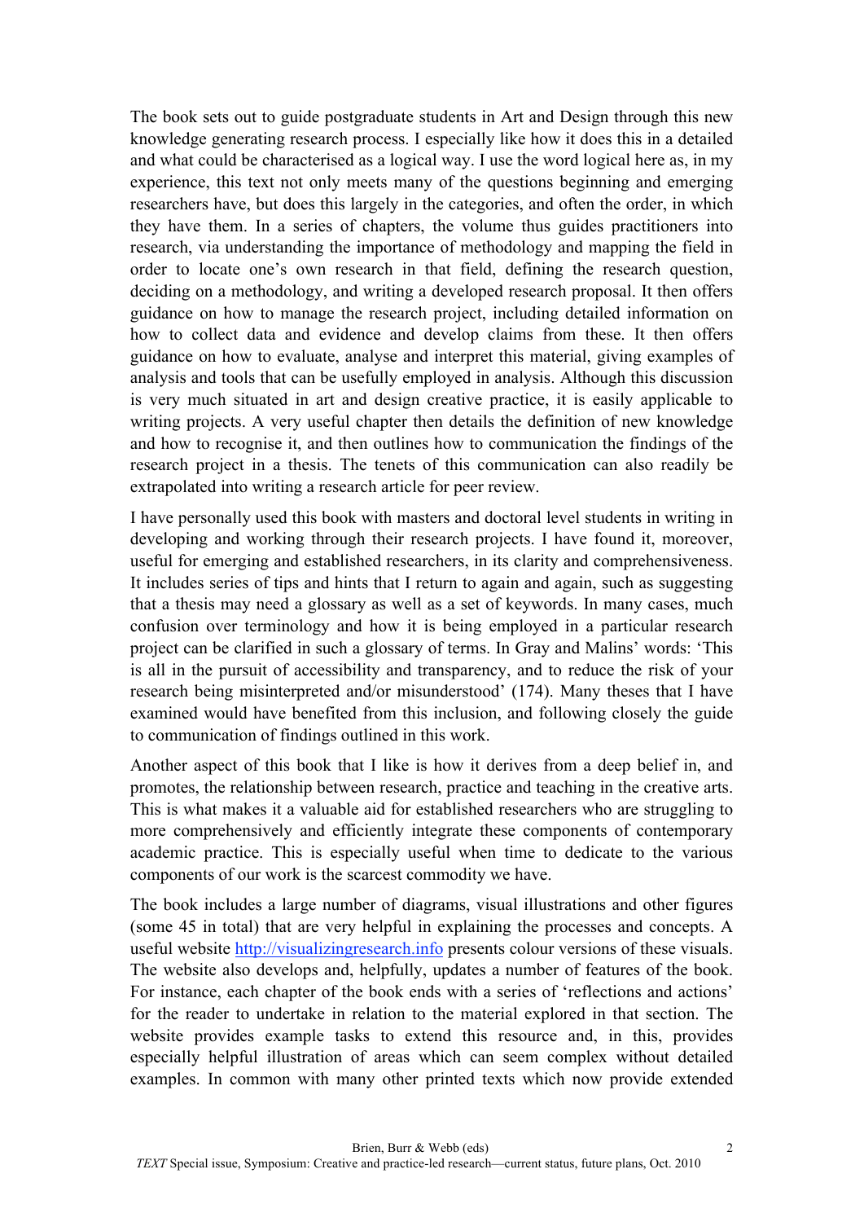The book sets out to guide postgraduate students in Art and Design through this new knowledge generating research process. I especially like how it does this in a detailed and what could be characterised as a logical way. I use the word logical here as, in my experience, this text not only meets many of the questions beginning and emerging researchers have, but does this largely in the categories, and often the order, in which they have them. In a series of chapters, the volume thus guides practitioners into research, via understanding the importance of methodology and mapping the field in order to locate one's own research in that field, defining the research question, deciding on a methodology, and writing a developed research proposal. It then offers guidance on how to manage the research project, including detailed information on how to collect data and evidence and develop claims from these. It then offers guidance on how to evaluate, analyse and interpret this material, giving examples of analysis and tools that can be usefully employed in analysis. Although this discussion is very much situated in art and design creative practice, it is easily applicable to writing projects. A very useful chapter then details the definition of new knowledge and how to recognise it, and then outlines how to communication the findings of the research project in a thesis. The tenets of this communication can also readily be extrapolated into writing a research article for peer review.

I have personally used this book with masters and doctoral level students in writing in developing and working through their research projects. I have found it, moreover, useful for emerging and established researchers, in its clarity and comprehensiveness. It includes series of tips and hints that I return to again and again, such as suggesting that a thesis may need a glossary as well as a set of keywords. In many cases, much confusion over terminology and how it is being employed in a particular research project can be clarified in such a glossary of terms. In Gray and Malins' words: 'This is all in the pursuit of accessibility and transparency, and to reduce the risk of your research being misinterpreted and/or misunderstood' (174). Many theses that I have examined would have benefited from this inclusion, and following closely the guide to communication of findings outlined in this work.

Another aspect of this book that I like is how it derives from a deep belief in, and promotes, the relationship between research, practice and teaching in the creative arts. This is what makes it a valuable aid for established researchers who are struggling to more comprehensively and efficiently integrate these components of contemporary academic practice. This is especially useful when time to dedicate to the various components of our work is the scarcest commodity we have.

The book includes a large number of diagrams, visual illustrations and other figures (some 45 in total) that are very helpful in explaining the processes and concepts. A useful website http://visualizingresearch.info presents colour versions of these visuals. The website also develops and, helpfully, updates a number of features of the book. For instance, each chapter of the book ends with a series of 'reflections and actions' for the reader to undertake in relation to the material explored in that section. The website provides example tasks to extend this resource and, in this, provides especially helpful illustration of areas which can seem complex without detailed examples. In common with many other printed texts which now provide extended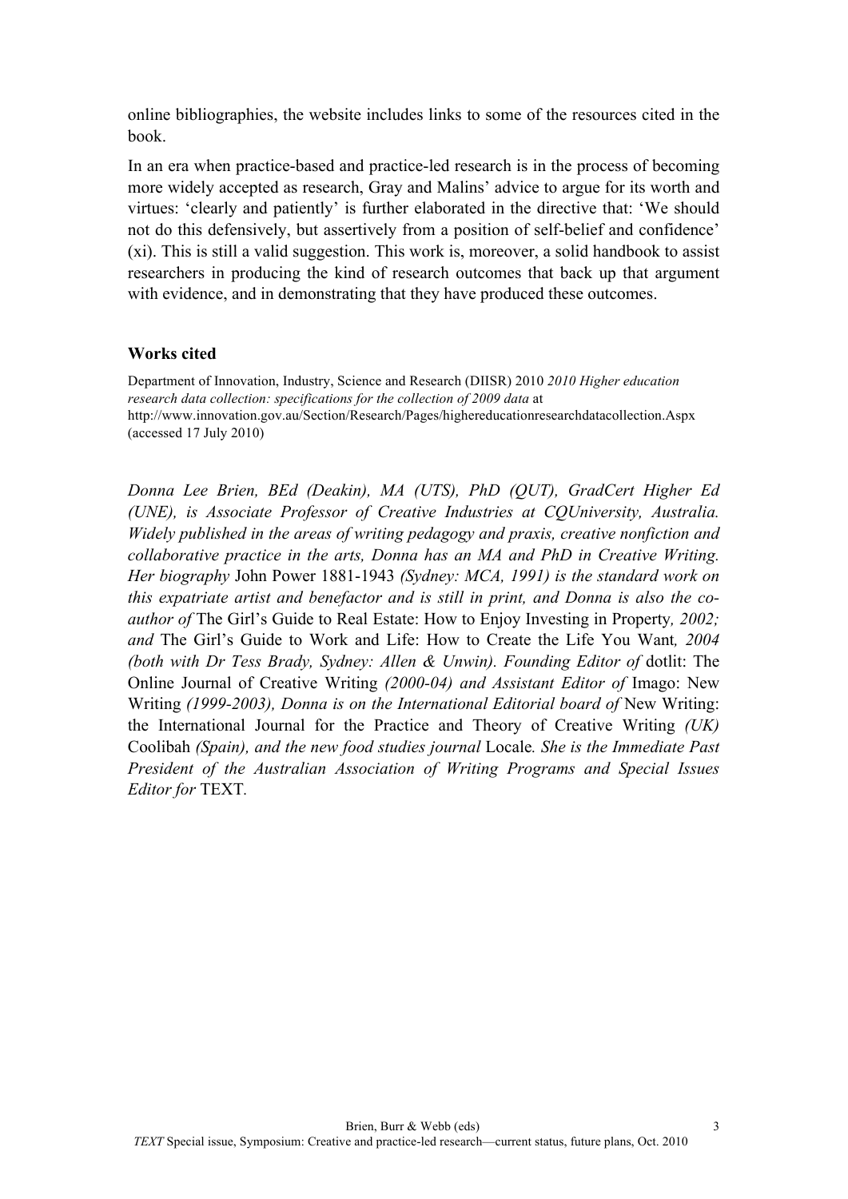online bibliographies, the website includes links to some of the resources cited in the book.

In an era when practice-based and practice-led research is in the process of becoming more widely accepted as research, Gray and Malins' advice to argue for its worth and virtues: 'clearly and patiently' is further elaborated in the directive that: 'We should not do this defensively, but assertively from a position of self-belief and confidence' (xi). This is still a valid suggestion. This work is, moreover, a solid handbook to assist researchers in producing the kind of research outcomes that back up that argument with evidence, and in demonstrating that they have produced these outcomes.

### Works cited

Department of Innovation, Industry, Science and Research (DIISR) 2010 *2010 Higher education research data collection: specifications for the collection of 2009 data* at http://www.innovation.gov.au/Section/Research/Pages/highereducationresearchdatacollection.Aspx (accessed 17 July 2010)

*Donna Lee Brien, BEd (Deakin), MA (UTS), PhD (QUT), GradCert Higher Ed (UNE), is Associate Professor of Creative Industries at CQUniversity, Australia. Widely published in the areas of writing pedagogy and praxis, creative nonfiction and collaborative practice in the arts, Donna has an MA and PhD in Creative Writing. Her biography* John Power 1881-1943 *(Sydney: MCA, 1991) is the standard work on this expatriate artist and benefactor and is still in print, and Donna is also the co-author of* The Girl's Guide to Real Estate: How to Enjoy Investing in Property*, 2002; and* The Girl's Guide to Work and Life: How to Create the Life You Want*, 2004 (both with Dr Tess Brady, Sydney: Allen & Unwin). Founding Editor of* dotlit: The Online Journal of Creative Writing *(2000-04) and Assistant Editor of* Imago: New Writing *(1999-2003), Donna is on the International Editorial board of* New Writing: the International Journal for the Practice and Theory of Creative Writing *(UK)* Coolibah *(Spain), and the new food studies journal* Locale*. She is the Immediate Past President of the Australian Association of Writing Programs and Special Issues Editor for* TEXT.